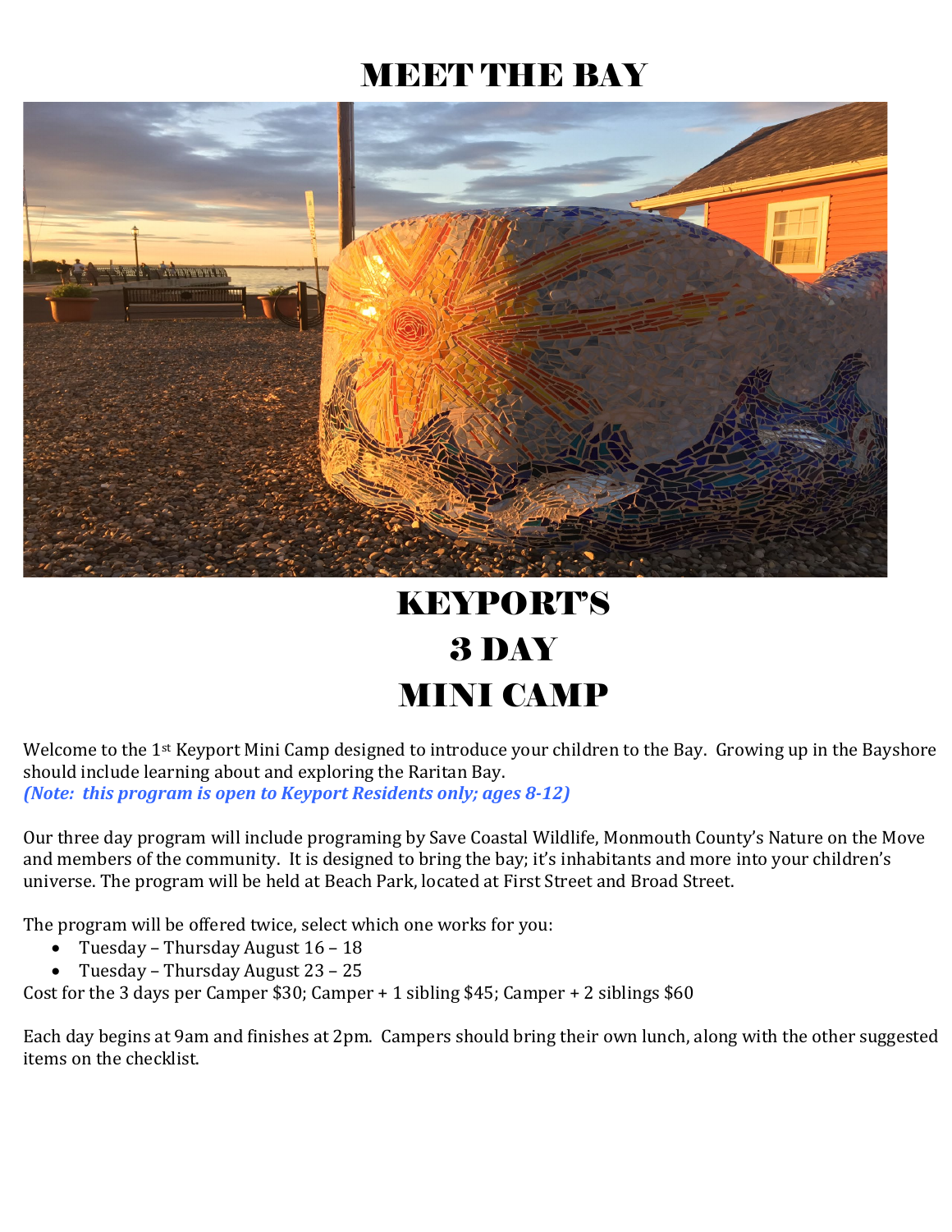# MEET THE BAY

# KEYPORT'S
# 3 DAY
# MINI CAMP

Welcome to the 1st Keyport Mini Camp designed to introduce your children to the Bay. Growing up in the Bayshore should include learning about and exploring the Raritan Bay.
***(Note: this program is open to Keyport Residents only; ages 8-12)***

Our three day program will include programing by Save Coastal Wildlife, Monmouth County's Nature on the Move and members of the community. It is designed to bring the bay; it's inhabitants and more into your children's universe. The program will be held at Beach Park, located at First Street and Broad Street.

The program will be offered twice, select which one works for you:

- Tuesday – Thursday August 16 – 18
- Tuesday – Thursday August 23 – 25

Cost for the 3 days per Camper $30; Camper + 1 sibling $45; Camper + 2 siblings $60

Each day begins at 9am and finishes at 2pm. Campers should bring their own lunch, along with the other suggested items on the checklist.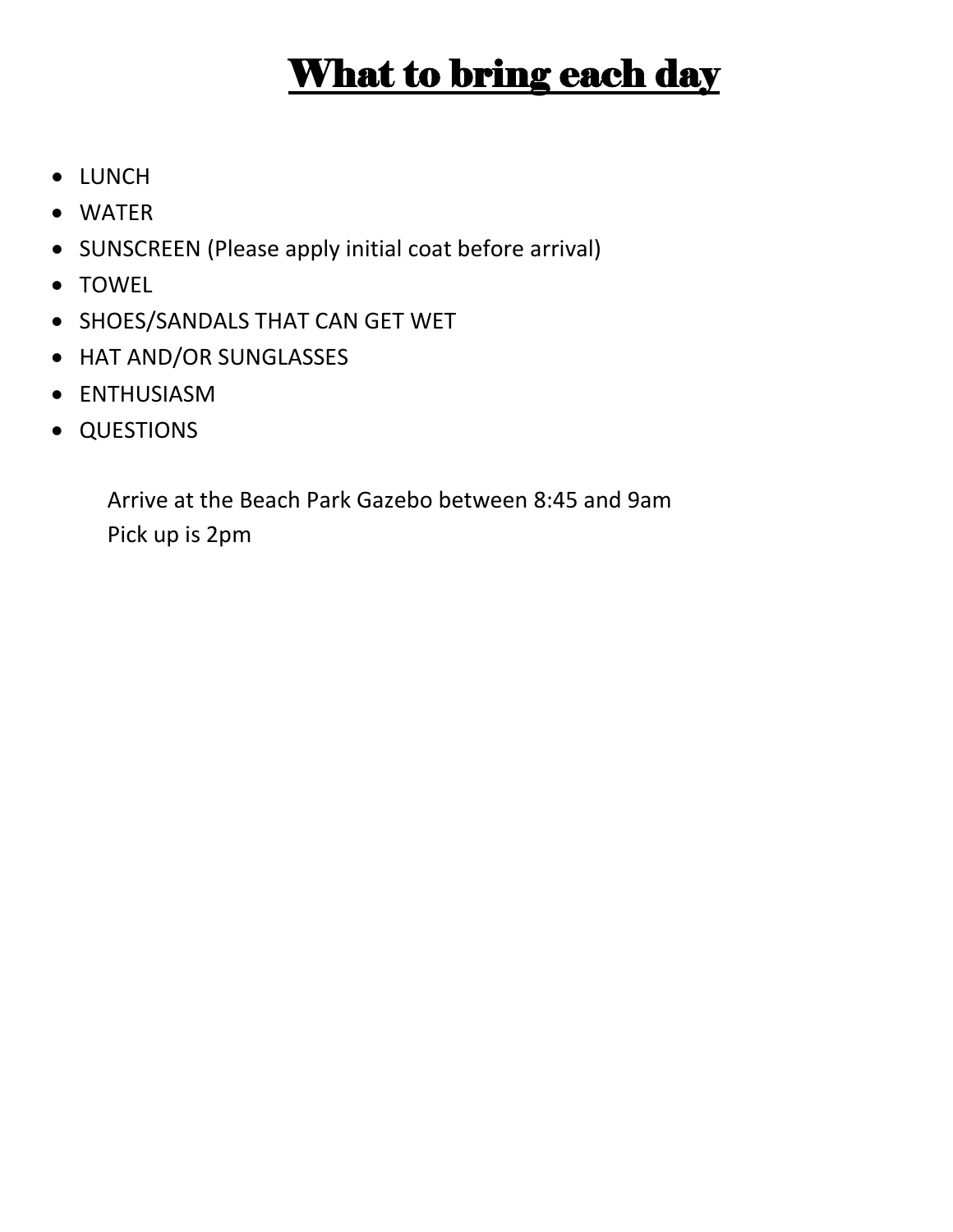# What to bring each day

- LUNCH
- WATER
- SUNSCREEN (Please apply initial coat before arrival)
- TOWEL
- SHOES/SANDALS THAT CAN GET WET
- HAT AND/OR SUNGLASSES
- ENTHUSIASM
- QUESTIONS

Arrive at the Beach Park Gazebo between 8:45 and 9am
Pick up is 2pm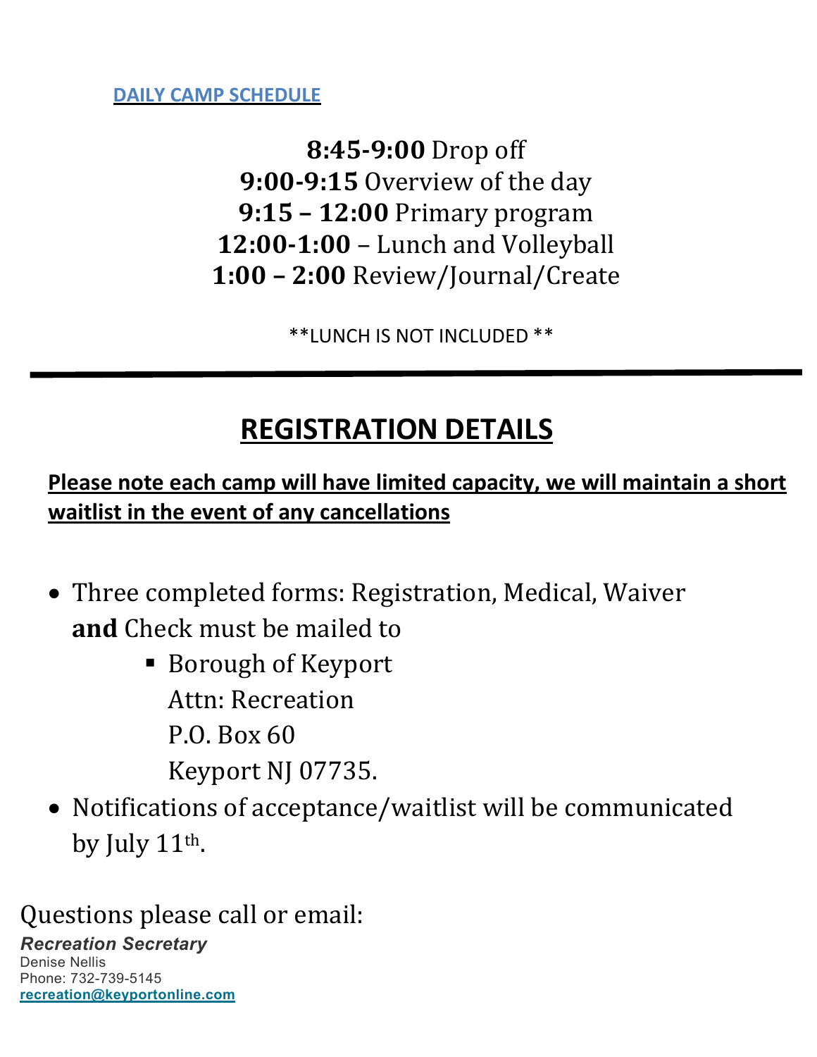## DAILY CAMP SCHEDULE

**8:45-9:00** Drop off
**9:00-9:15** Overview of the day
**9:15 – 12:00** Primary program
**12:00-1:00** – Lunch and Volleyball
**1:00 – 2:00** Review/Journal/Create

**LUNCH IS NOT INCLUDED **

---

# REGISTRATION DETAILS

**Please note each camp will have limited capacity, we will maintain a short waitlist in the event of any cancellations**

- Three completed forms: Registration, Medical, Waiver **and** Check must be mailed to
  - Borough of Keyport
    Attn: Recreation
    P.O. Box 60
    Keyport NJ 07735.
- Notifications of acceptance/waitlist will be communicated by July 11th.

Questions please call or email:

***Recreation Secretary***
Denise Nellis
Phone: 732-739-5145
**recreation@keyportonline.com**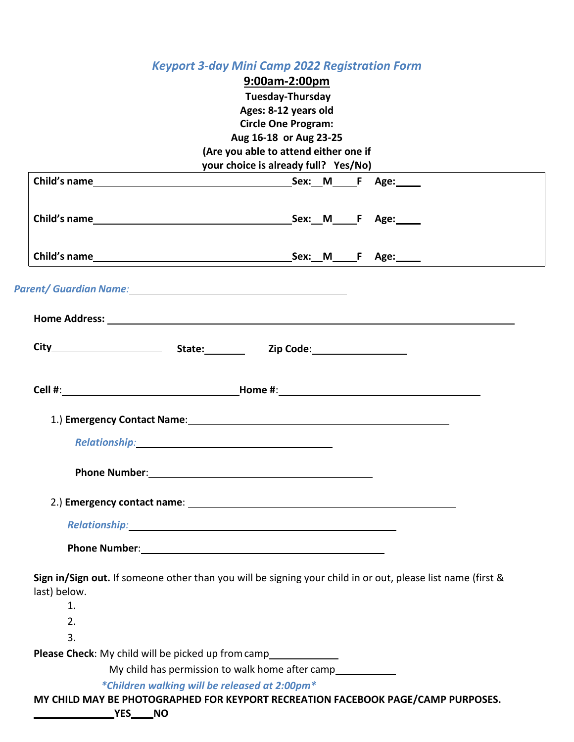# *Keyport 3-day Mini Camp 2022 Registration Form*

**9:00am-2:00pm**

**Tuesday-Thursday**

**Ages: 8-12 years old**

**Circle One Program:**

**Aug 16-18 or Aug 23-25**

**(Are you able to attend either one if your choice is already full? Yes/No)**

**Child's name**\_\_\_\_\_\_\_\_\_\_\_\_\_\_\_\_\_\_\_\_\_\_\_\_\_\_\_\_\_\_\_\_\_\_\_\_ **Sex:**\_\_**M**\_\_\_\_**F** **Age:**\_\_\_\_

**Child's name**\_\_\_\_\_\_\_\_\_\_\_\_\_\_\_\_\_\_\_\_\_\_\_\_\_\_\_\_\_\_\_\_\_\_\_\_ **Sex:**\_\_**M**\_\_\_\_**F** **Age:**\_\_\_\_

**Child's name**\_\_\_\_\_\_\_\_\_\_\_\_\_\_\_\_\_\_\_\_\_\_\_\_\_\_\_\_\_\_\_\_\_\_\_\_ **Sex:**\_\_**M**\_\_\_\_**F** **Age:**\_\_\_\_

***Parent/ Guardian Name:***\_\_\_\_\_\_\_\_\_\_\_\_\_\_\_\_\_\_\_\_\_\_\_\_\_\_\_\_\_\_\_\_\_\_\_\_\_\_\_\_

**Home Address:** \_\_\_\_\_\_\_\_\_\_\_\_\_\_\_\_\_\_\_\_\_\_\_\_\_\_\_\_\_\_\_\_\_\_\_\_\_\_\_\_\_\_\_\_\_\_\_\_\_\_\_\_\_\_\_\_\_\_\_\_\_\_\_\_\_\_\_\_\_\_\_\_

**City**\_\_\_\_\_\_\_\_\_\_\_\_\_\_\_\_\_\_\_\_ **State:**\_\_\_\_\_\_\_ **Zip Code**:\_\_\_\_\_\_\_\_\_\_\_\_\_\_\_\_

**Cell #**:\_\_\_\_\_\_\_\_\_\_\_\_\_\_\_\_\_\_\_\_\_\_\_\_\_\_\_\_\_\_\_\_**Home #**:\_\_\_\_\_\_\_\_\_\_\_\_\_\_\_\_\_\_\_\_\_\_\_\_\_\_\_\_\_\_\_\_\_\_\_\_\_

1.) **Emergency Contact Name**:\_\_\_\_\_\_\_\_\_\_\_\_\_\_\_\_\_\_\_\_\_\_\_\_\_\_\_\_\_\_\_\_\_\_\_\_\_\_\_\_\_\_\_\_\_\_

***Relationship:***\_\_\_\_\_\_\_\_\_\_\_\_\_\_\_\_\_\_\_\_\_\_\_\_\_\_\_\_\_\_\_\_\_\_\_\_

**Phone Number**:\_\_\_\_\_\_\_\_\_\_\_\_\_\_\_\_\_\_\_\_\_\_\_\_\_\_\_\_\_\_\_\_\_\_\_\_\_\_\_\_\_

2.) **Emergency contact name**: \_\_\_\_\_\_\_\_\_\_\_\_\_\_\_\_\_\_\_\_\_\_\_\_\_\_\_\_\_\_\_\_\_\_\_\_\_\_\_\_\_\_\_\_\_\_\_\_

***Relationship:***\_\_\_\_\_\_\_\_\_\_\_\_\_\_\_\_\_\_\_\_\_\_\_\_\_\_\_\_\_\_\_\_\_\_\_\_\_\_\_\_\_\_\_\_\_\_\_\_

**Phone Number**:\_\_\_\_\_\_\_\_\_\_\_\_\_\_\_\_\_\_\_\_\_\_\_\_\_\_\_\_\_\_\_\_\_\_\_\_\_\_\_\_\_\_\_\_

**Sign in/Sign out.** If someone other than you will be signing your child in or out, please list name (first & last) below.

1.
2.
3.

**Please Check**: My child will be picked up from camp\_\_\_\_\_\_\_\_\_\_\_\_

My child has permission to walk home after camp\_\_\_\_\_\_\_\_\_\_\_

***\*Children walking will be released at 2:00pm\****

**MY CHILD MAY BE PHOTOGRAPHED FOR KEYPORT RECREATION FACEBOOK PAGE/CAMP PURPOSES.**

\_\_\_\_\_\_\_\_\_\_\_\_\_\_\_**YES**\_\_\_\_**NO**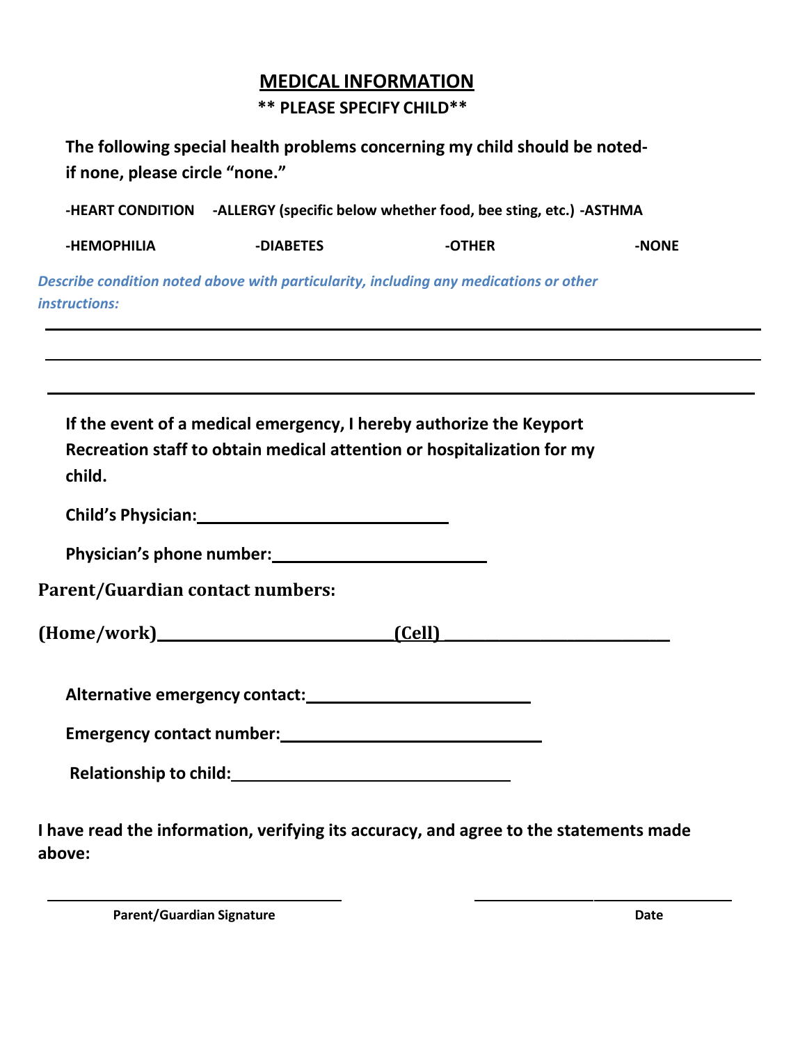# MEDICAL INFORMATION

**** PLEASE SPECIFY CHILD****

**The following special health problems concerning my child should be noted- if none, please circle "none."**

**-HEART CONDITION -ALLERGY (specific below whether food, bee sting, etc.) -ASTHMA**

**-HEMOPHILIA -DIABETES -OTHER -NONE**

***Describe condition noted above with particularity, including any medications or other instructions:***

______________________________________________________________________________

______________________________________________________________________________

______________________________________________________________________________

**If the event of a medical emergency, I hereby authorize the Keyport Recreation staff to obtain medical attention or hospitalization for my child.**

**Child's Physician:**____________________________

**Physician's phone number:**________________________

**Parent/Guardian contact numbers:**

**(Home/work)**___________________________ **(Cell)** ___________________________

**Alternative emergency contact:**_________________________

**Emergency contact number:**_____________________________

**Relationship to child:**_______________________________

**I have read the information, verifying its accuracy, and agree to the statements made above:**

_________________________________ ____________________________

**Parent/Guardian Signature** **Date**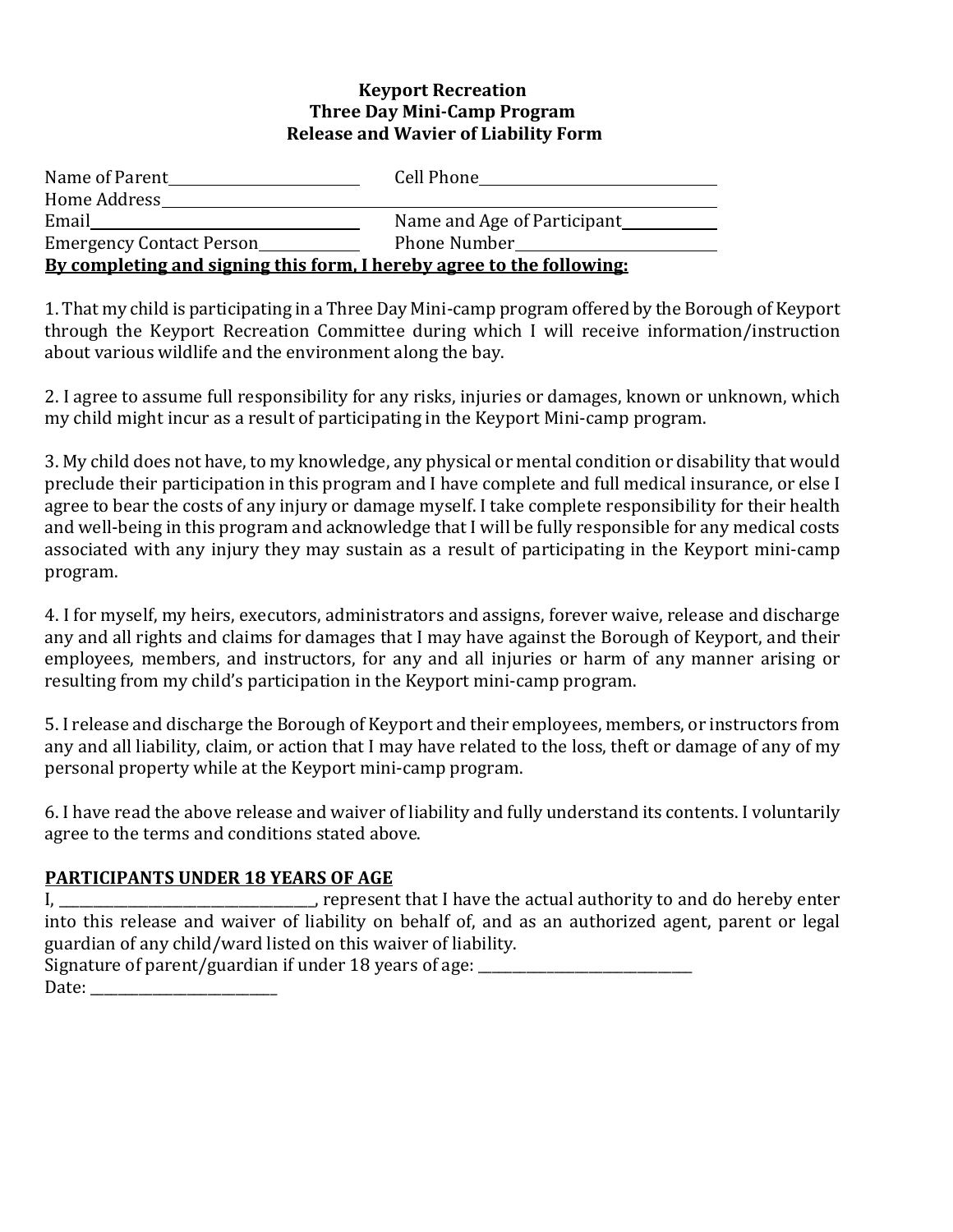**Keyport Recreation**
**Three Day Mini-Camp Program**
**Release and Wavier of Liability Form**

Name of Parent\_\_\_\_\_\_\_\_\_\_\_\_\_\_\_\_\_\_\_\_\_\_\_\_ Cell Phone\_\_\_\_\_\_\_\_\_\_\_\_\_\_\_\_\_\_\_\_\_\_\_\_\_\_\_\_\_\_
Home Address\_\_\_\_\_\_\_\_\_\_\_\_\_\_\_\_\_\_\_\_\_\_\_\_\_\_\_\_\_\_\_\_\_\_\_\_\_\_\_\_\_\_\_\_\_\_\_\_\_\_\_\_\_\_\_\_\_\_\_\_\_\_\_\_\_
Email\_\_\_\_\_\_\_\_\_\_\_\_\_\_\_\_\_\_\_\_\_\_\_\_\_\_\_\_\_\_\_\_ Name and Age of Participant\_\_\_\_\_\_\_\_\_\_\_\_
Emergency Contact Person\_\_\_\_\_\_\_\_\_\_\_\_ Phone Number\_\_\_\_\_\_\_\_\_\_\_\_\_\_\_\_\_\_\_\_\_\_\_\_\_\_

**By completing and signing this form, I hereby agree to the following:**

1. That my child is participating in a Three Day Mini-camp program offered by the Borough of Keyport through the Keyport Recreation Committee during which I will receive information/instruction about various wildlife and the environment along the bay.

2. I agree to assume full responsibility for any risks, injuries or damages, known or unknown, which my child might incur as a result of participating in the Keyport Mini-camp program.

3. My child does not have, to my knowledge, any physical or mental condition or disability that would preclude their participation in this program and I have complete and full medical insurance, or else I agree to bear the costs of any injury or damage myself. I take complete responsibility for their health and well-being in this program and acknowledge that I will be fully responsible for any medical costs associated with any injury they may sustain as a result of participating in the Keyport mini-camp program.

4. I for myself, my heirs, executors, administrators and assigns, forever waive, release and discharge any and all rights and claims for damages that I may have against the Borough of Keyport, and their employees, members, and instructors, for any and all injuries or harm of any manner arising or resulting from my child's participation in the Keyport mini-camp program.

5. I release and discharge the Borough of Keyport and their employees, members, or instructors from any and all liability, claim, or action that I may have related to the loss, theft or damage of any of my personal property while at the Keyport mini-camp program.

6. I have read the above release and waiver of liability and fully understand its contents. I voluntarily agree to the terms and conditions stated above.

**PARTICIPANTS UNDER 18 YEARS OF AGE**

I, \_\_\_\_\_\_\_\_\_\_\_\_\_\_\_\_\_\_\_\_\_\_\_\_\_\_\_\_\_\_\_\_\_\_, represent that I have the actual authority to and do hereby enter into this release and waiver of liability on behalf of, and as an authorized agent, parent or legal guardian of any child/ward listed on this waiver of liability.

Signature of parent/guardian if under 18 years of age: \_\_\_\_\_\_\_\_\_\_\_\_\_\_\_\_\_\_\_\_\_\_\_\_\_\_\_\_\_\_

Date: \_\_\_\_\_\_\_\_\_\_\_\_\_\_\_\_\_\_\_\_\_\_\_\_\_\_